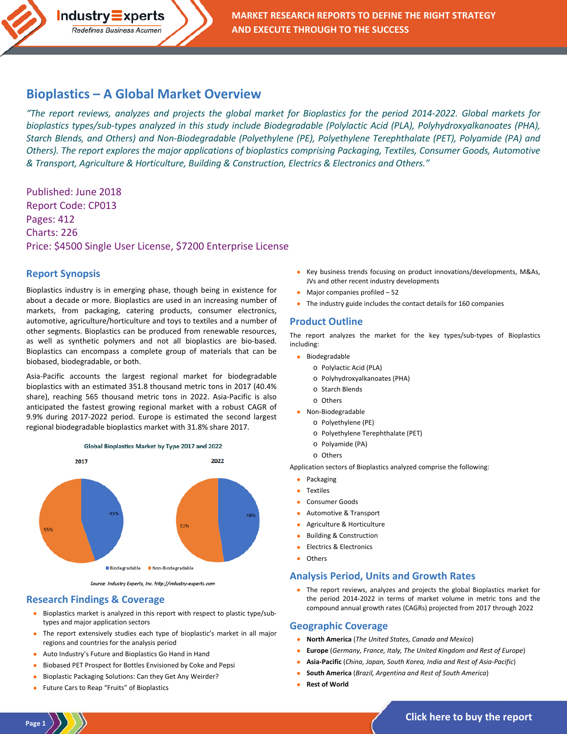# Bioplastics – A Global Market Overview

*"The report reviews, analyzes and projects the global market for Bioplastics for the period 2014-2022. Global markets for bioplastics types/sub-types analyzed in this study include Biodegradable (Polylactic Acid (PLA), Polyhydroxyalkanoates (PHA), Starch Blends, and Others) and Non-Biodegradable (Polyethylene (PE), Polyethylene Terephthalate (PET), Polyamide (PA) and Others). The report explores the major applications of bioplastics comprising Packaging, Textiles, Consumer Goods, Automotive & Transport, Agriculture & Horticulture, Building & Construction, Electrics & Electronics and Others."*

Published: June 2018
Report Code: CP013
Pages: 412
Charts: 226
Price: $4500 Single User License, $7200 Enterprise License

## Report Synopsis

Bioplastics industry is in emerging phase, though being in existence for about a decade or more. Bioplastics are used in an increasing number of markets, from packaging, catering products, consumer electronics, automotive, agriculture/horticulture and toys to textiles and a number of other segments. Bioplastics can be produced from renewable resources, as well as synthetic polymers and not all bioplastics are bio-based. Bioplastics can encompass a complete group of materials that can be biobased, biodegradable, or both.

Asia-Pacific accounts the largest regional market for biodegradable bioplastics with an estimated 351.8 thousand metric tons in 2017 (40.4% share), reaching 565 thousand metric tons in 2022. Asia-Pacific is also anticipated the fastest growing regional market with a robust CAGR of 9.9% during 2017-2022 period. Europe is estimated the second largest regional biodegradable bioplastics market with 31.8% share 2017.

**Global Bioplastics Market by Type 2017 and 2022**

| Type | 2017 | 2022 |
|---|---|---|
| Biodegradable | 45% | 48% |
| Non-Biodegradable | 55% | 52% |

*Source: Industry Experts, Inc. http://industry-experts.com*

## Research Findings & Coverage

- Bioplastics market is analyzed in this report with respect to plastic type/sub-types and major application sectors
- The report extensively studies each type of bioplastic's market in all major regions and countries for the analysis period
- Auto Industry's Future and Bioplastics Go Hand in Hand
- Biobased PET Prospect for Bottles Envisioned by Coke and Pepsi
- Bioplastic Packaging Solutions: Can they Get Any Weirder?
- Future Cars to Reap "Fruits" of Bioplastics
- Key business trends focusing on product innovations/developments, M&As, JVs and other recent industry developments
- Major companies profiled – 52
- The industry guide includes the contact details for 160 companies

## Product Outline

The report analyzes the market for the key types/sub-types of Bioplastics including:

- Biodegradable
  - Polylactic Acid (PLA)
  - Polyhydroxyalkanoates (PHA)
  - Starch Blends
  - Others
- Non-Biodegradable
  - Polyethylene (PE)
  - Polyethylene Terephthalate (PET)
  - Polyamide (PA)
  - Others

Application sectors of Bioplastics analyzed comprise the following:

- Packaging
- Textiles
- Consumer Goods
- Automotive & Transport
- Agriculture & Horticulture
- Building & Construction
- Electrics & Electronics
- Others

## Analysis Period, Units and Growth Rates

- The report reviews, analyzes and projects the global Bioplastics market for the period 2014-2022 in terms of market volume in metric tons and the compound annual growth rates (CAGRs) projected from 2017 through 2022

## Geographic Coverage

- **North America** (*The United States, Canada and Mexico*)
- **Europe** (*Germany, France, Italy, The United Kingdom and Rest of Europe*)
- **Asia-Pacific** (*China, Japan, South Korea, India and Rest of Asia-Pacific*)
- **South America** (*Brazil, Argentina and Rest of South America*)
- **Rest of World**

Click here to buy the report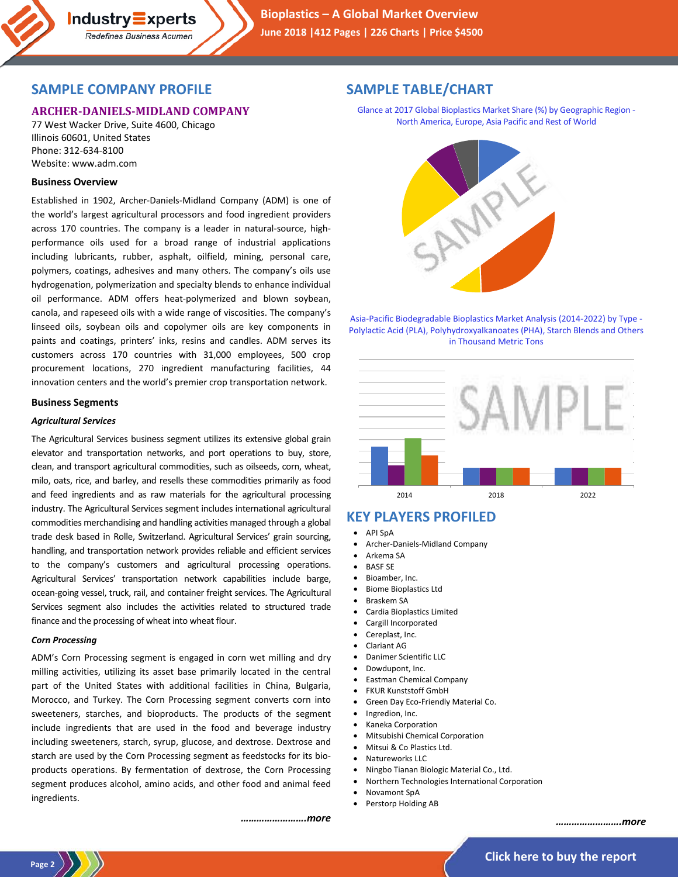## SAMPLE COMPANY PROFILE

### ARCHER-DANIELS-MIDLAND COMPANY

77 West Wacker Drive, Suite 4600, Chicago
Illinois 60601, United States
Phone: 312-634-8100
Website: www.adm.com

**Business Overview**

Established in 1902, Archer-Daniels-Midland Company (ADM) is one of the world's largest agricultural processors and food ingredient providers across 170 countries. The company is a leader in natural-source, high-performance oils used for a broad range of industrial applications including lubricants, rubber, asphalt, oilfield, mining, personal care, polymers, coatings, adhesives and many others. The company's oils use hydrogenation, polymerization and specialty blends to enhance individual oil performance. ADM offers heat-polymerized and blown soybean, canola, and rapeseed oils with a wide range of viscosities. The company's linseed oils, soybean oils and copolymer oils are key components in paints and coatings, printers' inks, resins and candles. ADM serves its customers across 170 countries with 31,000 employees, 500 crop procurement locations, 270 ingredient manufacturing facilities, 44 innovation centers and the world's premier crop transportation network.

**Business Segments**

***Agricultural Services***

The Agricultural Services business segment utilizes its extensive global grain elevator and transportation networks, and port operations to buy, store, clean, and transport agricultural commodities, such as oilseeds, corn, wheat, milo, oats, rice, and barley, and resells these commodities primarily as food and feed ingredients and as raw materials for the agricultural processing industry. The Agricultural Services segment includes international agricultural commodities merchandising and handling activities managed through a global trade desk based in Rolle, Switzerland. Agricultural Services' grain sourcing, handling, and transportation network provides reliable and efficient services to the company's customers and agricultural processing operations. Agricultural Services' transportation network capabilities include barge, ocean-going vessel, truck, rail, and container freight services. The Agricultural Services segment also includes the activities related to structured trade finance and the processing of wheat into wheat flour.

***Corn Processing***

ADM's Corn Processing segment is engaged in corn wet milling and dry milling activities, utilizing its asset base primarily located in the central part of the United States with additional facilities in China, Bulgaria, Morocco, and Turkey. The Corn Processing segment converts corn into sweeteners, starches, and bioproducts. The products of the segment include ingredients that are used in the food and beverage industry including sweeteners, starch, syrup, glucose, and dextrose. Dextrose and starch are used by the Corn Processing segment as feedstocks for its bio-products operations. By fermentation of dextrose, the Corn Processing segment produces alcohol, amino acids, and other food and animal feed ingredients.

***……………………more***

## SAMPLE TABLE/CHART

Glance at 2017 Global Bioplastics Market Share (%) by Geographic Region - North America, Europe, Asia Pacific and Rest of World

Asia-Pacific Biodegradable Bioplastics Market Analysis (2014-2022) by Type - Polylactic Acid (PLA), Polyhydroxyalkanoates (PHA), Starch Blends and Others in Thousand Metric Tons

## KEY PLAYERS PROFILED

- API SpA
- Archer-Daniels-Midland Company
- Arkema SA
- BASF SE
- Bioamber, Inc.
- Biome Bioplastics Ltd
- Braskem SA
- Cardia Bioplastics Limited
- Cargill Incorporated
- Cereplast, Inc.
- Clariant AG
- Danimer Scientific LLC
- Dowdupont, Inc.
- Eastman Chemical Company
- FKUR Kunststoff GmbH
- Green Day Eco-Friendly Material Co.
- Ingredion, Inc.
- Kaneka Corporation
- Mitsubishi Chemical Corporation
- Mitsui & Co Plastics Ltd.
- Natureworks LLC
- Ningbo Tianan Biologic Material Co., Ltd.
- Northern Technologies International Corporation
- Novamont SpA
- Perstorp Holding AB

***……………………more***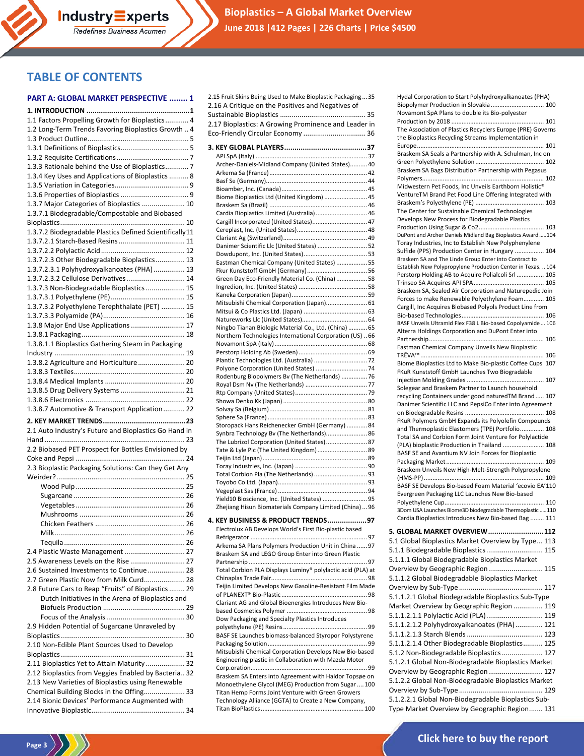# TABLE OF CONTENTS

**PART A: GLOBAL MARKET PERSPECTIVE ........ 1**

**1. INTRODUCTION .................................................1**

1.1 Factors Propelling Growth for Bioplastics ............ 4
1.2 Long-Term Trends Favoring Bioplastics Growth .. 4
1.3 Product Outline.................................................... 5
1.3.1 Definitions of Bioplastics................................... 5
1.3.2 Requisite Certifications ..................................... 7
1.3.3 Rationale behind the Use of Bioplastics............ 7
1.3.4 Key Uses and Applications of Bioplastics .......... 8
1.3.5 Variation in Categories...................................... 9
1.3.6 Properties of Bioplastics ................................... 9
1.3.7 Major Categories of Bioplastics ...................... 10
1.3.7.1 Biodegradable/Compostable and Biobased Bioplastics................................................................ 10
1.3.7.2 Biodegradable Plastics Defined Scientifically11
1.3.7.2.1 Starch-Based Resins .................................. 11
1.3.7.2.2 Polylactic Acid ........................................... 12
1.3.7.2.3 Other Biodegradable Bioplastics ............... 13
1.3.7.2.3.1 Polyhydroxyalkanoates (PHA) ................ 13
1.3.7.2.3.2 Cellulose Derivatives .............................. 14
1.3.7.3 Non-Biodegradable Bioplastics .................... 15
1.3.7.3.1 Polyethylene (PE)....................................... 15
1.3.7.3.2 Polyethylene Terephthalate (PET) ............ 15
1.3.7.3.3 Polyamide (PA)........................................... 16
1.3.8 Major End Use Applications............................ 17
1.3.8.1 Packaging..................................................... 18
1.3.8.1.1 Bioplastics Gathering Steam in Packaging Industry .................................................................. 19
1.3.8.2 Agriculture and Horticulture........................ 20
1.3.8.3 Textiles......................................................... 20
1.3.8.4 Medical Implants ......................................... 20
1.3.8.5 Drug Delivery Systems ................................. 21
1.3.8.6 Electronics ................................................... 22
1.3.8.7 Automotive & Transport Application ........... 22

**2. KEY MARKET TRENDS........................................23**

2.1 Auto Industry's Future and Bioplastics Go Hand in Hand ....................................................................... 23
2.2 Biobased PET Prospect for Bottles Envisioned by Coke and Pepsi ....................................................... 24
2.3 Bioplastic Packaging Solutions: Can they Get Any Weirder?................................................................. 25
- Wood Pulp ........................................................ 25
- Sugarcane ......................................................... 26
- Vegetables ........................................................ 26
- Mushrooms ...................................................... 26
- Chicken Feathers .............................................. 26
- Milk................................................................... 26
- Tequila .............................................................. 26

2.4 Plastic Waste Management ............................... 27
2.5 Awareness Levels on the Rise ............................ 27
2.6 Sustained Investments to Continue ................... 28
2.7 Green Plastic Now from Milk Curd..................... 28
2.8 Future Cars to Reap "Fruits" of Bioplastics ........ 29
- Dutch Initiatives in the Arena of Bioplastics and Biofuels Production .......................................... 29
- Focus of the Analysis ........................................ 30

2.9 Hidden Potential of Sugarcane Unraveled by Bioplastics................................................................ 30
2.10 Non-Edible Plant Sources Used to Develop Bioplastics................................................................ 31
2.11 Bioplastics Yet to Attain Maturity .................... 32
2.12 Bioplastics from Veggies Enabled by Bacteria.. 32
2.13 New Varieties of Bioplastics using Renewable Chemical Building Blocks in the Offing.................... 33
2.14 Bionic Devices' Performance Augmented with Innovative Bioplastic................................................ 34
2.15 Fruit Skins Being Used to Make Bioplastic Packaging ... 35
2.16 A Critique on the Positives and Negatives of Sustainable Bioplastics ............................................ 35
2.17 Bioplastics: A Growing Prominence and Leader in Eco-Friendly Circular Economy ................................ 36

**3. KEY GLOBAL PLAYERS........................................37**

API SpA (Italy) ................................................................ 37
Archer-Daniels-Midland Company (United States).......... 40
Arkema Sa (France) ........................................................ 42
Basf Se (Germany)........................................................... 44
Bioamber, Inc. (Canada).................................................. 45
Biome Bioplastics Ltd (United Kingdom) ......................... 45
Braskem Sa (Brazil) ......................................................... 46
Cardia Bioplastics Limited (Australia) .............................. 46
Cargill Incorporated (United States)................................ 47
Cereplast, Inc. (United States)......................................... 48
Clariant Ag (Switzerland)................................................. 49
Danimer Scientific Llc (United States) ............................ 52
Dowdupont, Inc. (United States)..................................... 53
Eastman Chemical Company (United States) .................. 55
Fkur Kunststoff GmbH (Germany) ................................... 56
Green Day Eco-Friendly Material Co. (China) .................. 58
Ingredion, Inc. (United States) ........................................ 58
Kaneka Corporation (Japan)............................................ 59
Mitsubishi Chemical Corporation (Japan)........................ 61
Mitsui & Co Plastics Ltd. (Japan) ..................................... 63
Natureworks Llc (United States)...................................... 64
Ningbo Tianan Biologic Material Co., Ltd. (China) ........... 65
Northern Technologies International Corporation (US) .. 66
Novamont SpA (Italy)...................................................... 68
Perstorp Holding Ab (Sweden)........................................ 69
Plantic Technologies Ltd. (Australia) ............................... 72
Polyone Corporation (United States) .............................. 74
Rodenburg Biopolymers Bv (The Netherlands) ............... 76
Royal Dsm Nv (The Netherlands) .................................... 77
Rtp Company (United States).......................................... 79
Showa Denko Kk (Japan) ................................................. 80
Solvay Sa (Belgium)......................................................... 81
Sphere Sa (France) .......................................................... 83
Storopack Hans Reichenecker GmbH (Germany) ............ 84
Synbra Technology Bv (The Netherlands)........................ 86
The Lubrizol Corporation (United States) ........................ 87
Tate & Lyle Plc (The United Kingdom)............................. 89
Teijin Ltd (Japan)............................................................. 89
Toray Industries, Inc. (Japan) .......................................... 90
Total Corbion Pla (The Netherlands) ............................... 93
Toyobo Co Ltd. (Japan).................................................... 93
Vegeplast Sas (France) .................................................... 94
Yield10 Bioscience, Inc. (United States) .......................... 95
Zhejiang Hisun Biomaterials Company Limited (China) ... 96

**4. KEY BUSINESS & PRODUCT TRENDS...................97**

Electrolux AB Develops World's First Bio-plastic based Refrigerator ................................................................... 97
Arkema SA Plans Polymers Production Unit in China ...... 97
Braskem SA and LEGO Group Enter into Green Plastic Partnership ..................................................................... 97
Total Corbion PLA Displays Luminy® polylactic acid (PLA) at Chinaplas Trade Fair........................................................ 98
Teijin Limited Develops New Gasoline-Resistant Film Made of PLANEXT® Bio-Plastic................................................. 98
Clariant AG and Global Bioenergies Introduces New Bio-based Cosmetics Polymer ............................................... 98
Dow Packaging and Specialty Plastics Introduces polyethylene (PE) Resins................................................. 99
BASF SE Launches biomass-balanced Styropor Polystyrene Packaging Solution......................................................... 99
Mitsubishi Chemical Corporation Develops New Bio-based Engineering plastic in Collaboration with Mazda Motor Corp.oration.................................................................... 99
Braskem SA Enters into Agreement with Haldor Topsøe on Monoethylene Glycol (MEG) Production from Sugar .... 100
Titan Hemp Forms Joint Venture with Green Growers Technology Alliance (GGTA) to Create a New Company, Titan BioPlastics ........................................................... 100
Hydal Corporation to Start Polyhydroxyalkanoates (PHA) Biopolymer Production in Slovakia ............................... 100
Novamont SpA Plans to double its Bio-polyester Production by 2018 ..................................................... 101
The Association of Plastics Recyclers Europe (PRE) Governs the Bioplastics Recycling Streams Implementation in Europe.......................................................................... 101
Braskem SA Seals a Partnership with A. Schulman, Inc on Green Polyethylene Solution ........................................ 102
Braskem SA Bags Distribution Partnership with Pegasus Polymers....................................................................... 102
Midwestern Pet Foods, Inc Unveils Earthborn Holistic® VentureTM Brand Pet Food Line Offering Integrated with Braskem's Polyethylene (PE) ........................................ 103
The Center for Sustainable Chemical Technologies Develops New Process for Biodegradable Plastics Production Using Sugar & Co2...................................... 103
DuPont and Archer Daniels Midland Bag Bioplastics Award .....104
Toray Industries, Inc to Establish New Polyphenylene Sulfide (PPS) Production Center in Hungary ................ 104
Braskem SA and The Linde Group Enter into Contract to Establish New Polypropylene Production Center in Texas. .. 104
Perstorp Holding AB to Acquire Polialcoli Srl ................ 105
Trinseo SA Acquires API SPA......................................... 105
Braskem SA, Sealed Air Corporation and Naturepedic Join Forces to make Renewable Polyethylene Foam............ 105
Cargill, Inc Acquires Biobased Polyols Product Line from Bio-based Technologies.................................................. 106
BASF Unveils Ultramid Flex F38 L Bio-based Copolyamide ... 106
Alterra Holdings Corporation and DuPont Enter into Partnership.................................................................. 106
Eastman Chemical Company Unveils New Bioplastic TRĒVA™ ........................................................................ 106
Biome Bioplastics Ltd to Make Bio-plastic Coffee Cups 107
FKuR Kunststoff GmbH Launches Two Biogradable Injection Molding Grades ............................................. 107
Solegear and Braskem Partner to Launch household recycling Containers under good naturedTM Brand..... 107
Danimer Scientific LLC and PepsiCo Enter into Agreement on Biodegradable Resins .............................................. 108
FKuR Polymers GmbH Expands its Polyolefin Compounds and Thermoplastic Elastomers (TPE) Portfolio............. 108
Total SA and Corbion Form Joint Venture for Polylactide (PLA) bioplastic Production in Thailand ........................ 108
BASF SE and Avantium NV Join Forces for Bioplastic Packaging Market......................................................... 109
Braskem Unveils New High-Melt-Strength Polypropylene (HMS-PP)..................................................................... 109
BASF SE Develops Bio-based Foam Material 'ecovio EA'110
Evergreen Packaging LLC Launches New Bio-based Polyethylene Cup......................................................... 110
3Dom USA Launches Biome3D biodegradable Thermoplastic .....110
Cardia Bioplastics Introduces New Bio-based Bag ........ 111

**5. GLOBAL MARKET OVERVIEW...........................112**

5.1 Global Bioplastics Market Overview by Type... 113
5.1.1 Biodegradable Bioplastics............................. 115
5.1.1.1 Global Biodegradable Bioplastics Market Overview by Geographic Region............................ 115
5.1.1.2 Global Biodegradable Bioplastics Market Overview by Sub-Type ........................................... 117
5.1.1.2.1 Global Biodegradable Bioplastics Sub-Type Market Overview by Geographic Region ............... 119
5.1.1.2.1.1 Polylactic Acid (PLA)............................. 119
5.1.1.2.1.2 Polyhydroxyalkanoates (PHA).............. 121
5.1.1.2.1.3 Starch Blends ....................................... 123
5.1.1.2.1.4 Other Biodegradable Bioplastics.......... 125
5.1.2 Non-Biodegradable Bioplastics ..................... 127
5.1.2.1 Global Non-Biodegradable Bioplastics Market Overview by Geographic Region............................ 127
5.1.2.2 Global Non-Biodegradable Bioplastics Market Overview by Sub-Type ........................................... 129
5.1.2.2.1 Global Non-Biodegradable Bioplastics Sub-Type Market Overview by Geographic Region....... 131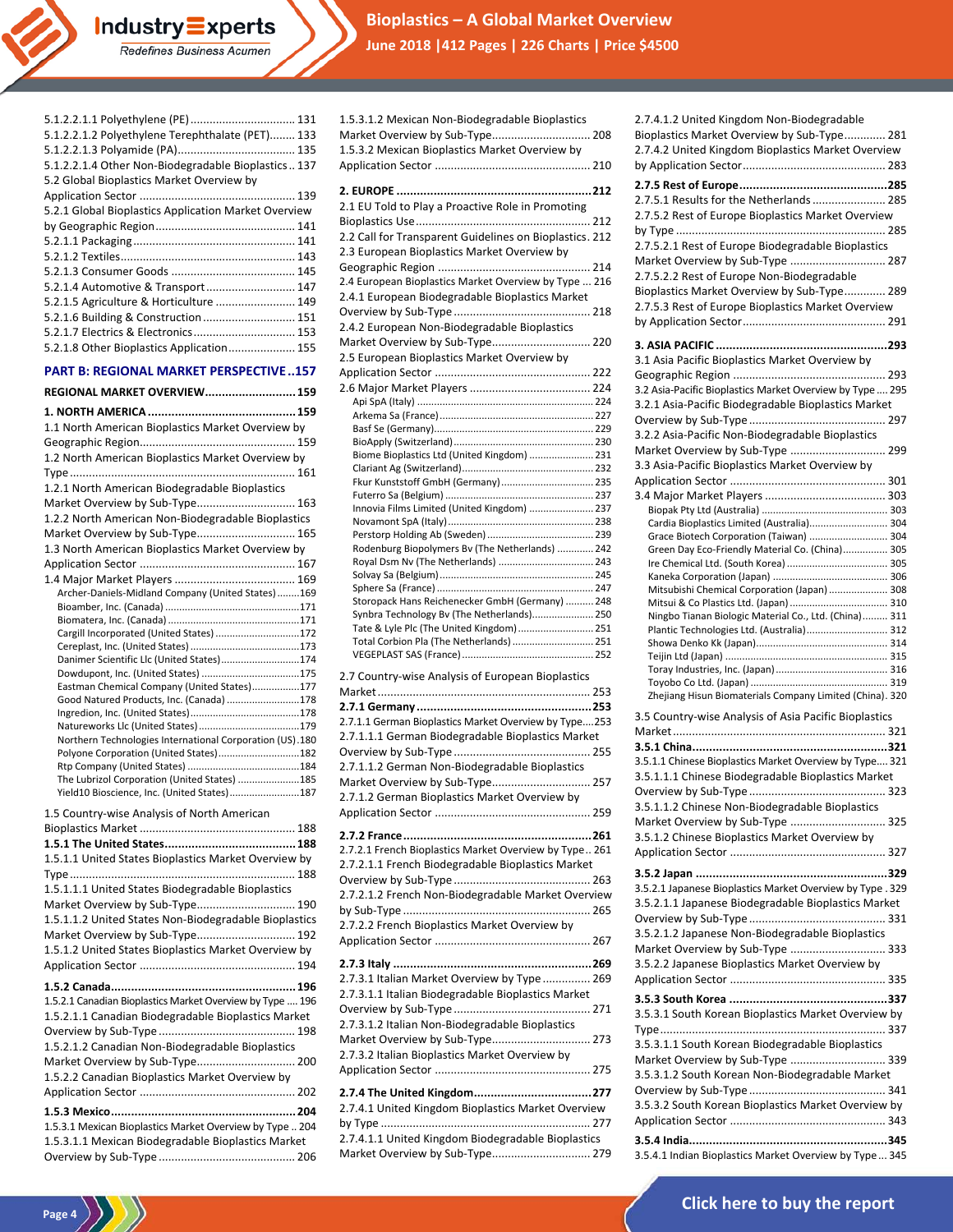5.1.2.2.1.1 Polyethylene (PE) .................................. 131
5.1.2.2.1.2 Polyethylene Terephthalate (PET)........ 133
5.1.2.2.1.3 Polyamide (PA)..................................... 135
5.1.2.2.1.4 Other Non-Biodegradable Bioplastics .. 137
5.2 Global Bioplastics Market Overview by Application Sector ................................................ 139
5.2.1 Global Bioplastics Application Market Overview by Geographic Region........................................... 141
5.2.1.1 Packaging.................................................. 141
5.2.1.2 Textiles...................................................... 143
5.2.1.3 Consumer Goods ...................................... 145
5.2.1.4 Automotive & Transport........................... 147
5.2.1.5 Agriculture & Horticulture ........................ 149
5.2.1.6 Building & Construction ............................ 151
5.2.1.7 Electrics & Electronics............................... 153
5.2.1.8 Other Bioplastics Application.................... 155

**PART B: REGIONAL MARKET PERSPECTIVE ..157**

**REGIONAL MARKET OVERVIEW...........................159**

**1. NORTH AMERICA ............................................159**

1.1 North American Bioplastics Market Overview by Geographic Region................................................ 159
1.2 North American Bioplastics Market Overview by Type ...................................................................... 161
1.2.1 North American Biodegradable Bioplastics Market Overview by Sub-Type............................... 163
1.2.2 North American Non-Biodegradable Bioplastics Market Overview by Sub-Type............................... 165
1.3 North American Bioplastics Market Overview by Application Sector ................................................ 167
1.4 Major Market Players ...................................... 169
Archer-Daniels-Midland Company (United States) ........169
Bioamber, Inc. (Canada) .................................................171
Biomatera, Inc. (Canada) ................................................171
Cargill Incorporated (United States) ..............................172
Cereplast, Inc. (United States) .......................................173
Danimer Scientific Llc (United States)............................174
Dowdupont, Inc. (United States) ...................................175
Eastman Chemical Company (United States).................177
Good Natured Products, Inc. (Canada) ..........................178
Ingredion, Inc. (United States)........................................178
Natureworks Llc (United States) ....................................179
Northern Technologies International Corporation (US) .180
Polyone Corporation (United States).............................182
Rtp Company (United States) ........................................184
The Lubrizol Corporation (United States) ......................185
Yield10 Bioscience, Inc. (United States).........................187

1.5 Country-wise Analysis of North American Bioplastics Market ................................................ 188

**1.5.1 The United States....................................... 188**

1.5.1.1 United States Bioplastics Market Overview by Type ...................................................................... 188
1.5.1.1.1 United States Biodegradable Bioplastics Market Overview by Sub-Type............................... 190
1.5.1.1.2 United States Non-Biodegradable Bioplastics Market Overview by Sub-Type............................... 192
1.5.1.2 United States Bioplastics Market Overview by Application Sector ................................................ 194

**1.5.2 Canada....................................................... 196**

1.5.2.1 Canadian Bioplastics Market Overview by Type .... 196
1.5.2.1.1 Canadian Biodegradable Bioplastics Market Overview by Sub-Type ........................................... 198
1.5.2.1.2 Canadian Non-Biodegradable Bioplastics Market Overview by Sub-Type............................... 200
1.5.2.2 Canadian Bioplastics Market Overview by Application Sector ................................................ 202

**1.5.3 Mexico....................................................... 204**

1.5.3.1 Mexican Bioplastics Market Overview by Type .. 204
1.5.3.1.1 Mexican Biodegradable Bioplastics Market Overview by Sub-Type ........................................... 206
1.5.3.1.2 Mexican Non-Biodegradable Bioplastics Market Overview by Sub-Type............................... 208
1.5.3.2 Mexican Bioplastics Market Overview by Application Sector ................................................ 210

**2. EUROPE ..........................................................212**

2.1 EU Told to Play a Proactive Role in Promoting Bioplastics Use...................................................... 212
2.2 Call for Transparent Guidelines on Bioplastics. 212
2.3 European Bioplastics Market Overview by Geographic Region ................................................ 214
2.4 European Bioplastics Market Overview by Type ... 216
2.4.1 European Biodegradable Bioplastics Market Overview by Sub-Type ........................................... 218
2.4.2 European Non-Biodegradable Bioplastics Market Overview by Sub-Type............................... 220
2.5 European Bioplastics Market Overview by Application Sector ................................................ 222
2.6 Major Market Players ...................................... 224
Api SpA (Italy) ............................................................... 224
Arkema Sa (France)....................................................... 227
Basf Se (Germany)......................................................... 229
BioApply (Switzerland).................................................. 230
Biome Bioplastics Ltd (United Kingdom) ....................... 231
Clariant Ag (Switzerland)............................................... 232
Fkur Kunststoff GmbH (Germany)................................. 235
Futerro Sa (Belgium) ..................................................... 237
Innovia Films Limited (United Kingdom) ....................... 237
Novamont SpA (Italy).................................................... 238
Perstorp Holding Ab (Sweden)...................................... 239
Rodenburg Biopolymers Bv (The Netherlands) ............. 242
Royal Dsm Nv (The Netherlands) .................................. 243
Solvay Sa (Belgium)....................................................... 245
Sphere Sa (France) ........................................................ 247
Storopack Hans Reichenecker GmbH (Germany) .......... 248
Synbra Technology Bv (The Netherlands)...................... 250
Tate & Lyle Plc (The United Kingdom)........................... 251
Total Corbion Pla (The Netherlands)............................. 251
VEGEPLAST SAS (France) ............................................... 252

2.7 Country-wise Analysis of European Bioplastics Market.................................................................. 253

**2.7.1 Germany ....................................................253**

2.7.1.1 German Bioplastics Market Overview by Type.....253
2.7.1.1.1 German Biodegradable Bioplastics Market Overview by Sub-Type ........................................... 255
2.7.1.1.2 German Non-Biodegradable Bioplastics Market Overview by Sub-Type............................... 257
2.7.1.2 German Bioplastics Market Overview by Application Sector ................................................ 259

**2.7.2 France........................................................261**

2.7.2.1 French Bioplastics Market Overview by Type.. 261
2.7.2.1.1 French Biodegradable Bioplastics Market Overview by Sub-Type ........................................... 263
2.7.2.1.2 French Non-Biodegradable Market Overview by Sub-Type ........................................................... 265
2.7.2.2 French Bioplastics Market Overview by Application Sector ................................................ 267

**2.7.3 Italy ...........................................................269**

2.7.3.1 Italian Market Overview by Type .............. 269
2.7.3.1.1 Italian Biodegradable Bioplastics Market Overview by Sub-Type ........................................... 271
2.7.3.1.2 Italian Non-Biodegradable Bioplastics Market Overview by Sub-Type............................... 273
2.7.3.2 Italian Bioplastics Market Overview by Application Sector ................................................ 275

**2.7.4 The United Kingdom..................................277**

2.7.4.1 United Kingdom Bioplastics Market Overview by Type ................................................................. 277
2.7.4.1.1 United Kingdom Biodegradable Bioplastics Market Overview by Sub-Type............................... 279
2.7.4.1.2 United Kingdom Non-Biodegradable Bioplastics Market Overview by Sub-Type............ 281
2.7.4.2 United Kingdom Bioplastics Market Overview by Application Sector............................................ 283

**2.7.5 Rest of Europe............................................285**

2.7.5.1 Results for the Netherlands ....................... 285
2.7.5.2 Rest of Europe Bioplastics Market Overview by Type ................................................................. 285
2.7.5.2.1 Rest of Europe Biodegradable Bioplastics Market Overview by Sub-Type ............................. 287
2.7.5.2.2 Rest of Europe Non-Biodegradable Bioplastics Market Overview by Sub-Type............ 289
2.7.5.3 Rest of Europe Bioplastics Market Overview by Application Sector............................................ 291

**3. ASIA PACIFIC ...................................................293**

3.1 Asia Pacific Bioplastics Market Overview by Geographic Region ................................................ 293
3.2 Asia-Pacific Bioplastics Market Overview by Type .... 295
3.2.1 Asia-Pacific Biodegradable Bioplastics Market Overview by Sub-Type ........................................... 297
3.2.2 Asia-Pacific Non-Biodegradable Bioplastics Market Overview by Sub-Type ............................. 299
3.3 Asia-Pacific Bioplastics Market Overview by Application Sector ................................................ 301
3.4 Major Market Players ...................................... 303
Biopak Pty Ltd (Australia) ............................................. 303
Cardia Bioplastics Limited (Australia)............................ 304
Grace Biotech Corporation (Taiwan) ............................ 304
Green Day Eco-Friendly Material Co. (China)................ 305
Ire Chemical Ltd. (South Korea) .................................... 305
Kaneka Corporation (Japan) ......................................... 306
Mitsubishi Chemical Corporation (Japan) ..................... 308
Mitsui & Co Plastics Ltd. (Japan)................................... 310
Ningbo Tianan Biologic Material Co., Ltd. (China)......... 311
Plantic Technologies Ltd. (Australia)............................. 312
Showa Denko Kk (Japan)............................................... 314
Teijin Ltd (Japan) .......................................................... 315
Toray Industries, Inc. (Japan)........................................ 316
Toyobo Co Ltd. (Japan) ................................................ 319
Zhejiang Hisun Biomaterials Company Limited (China). 320

3.5 Country-wise Analysis of Asia Pacific Bioplastics Market.................................................................. 321

**3.5.1 China..........................................................321**

3.5.1.1 Chinese Bioplastics Market Overview by Type..... 321
3.5.1.1.1 Chinese Biodegradable Bioplastics Market Overview by Sub-Type ........................................... 323
3.5.1.1.2 Chinese Non-Biodegradable Bioplastics Market Overview by Sub-Type ............................. 325
3.5.1.2 Chinese Bioplastics Market Overview by Application Sector ................................................ 327

**3.5.2 Japan .........................................................329**

3.5.2.1 Japanese Bioplastics Market Overview by Type . 329
3.5.2.1.1 Japanese Biodegradable Bioplastics Market Overview by Sub-Type ........................................... 331
3.5.2.1.2 Japanese Non-Biodegradable Bioplastics Market Overview by Sub-Type ............................. 333
3.5.2.2 Japanese Bioplastics Market Overview by Application Sector ................................................ 335

**3.5.3 South Korea ...............................................337**

3.5.3.1 South Korean Bioplastics Market Overview by Type ...................................................................... 337
3.5.3.1.1 South Korean Biodegradable Bioplastics Market Overview by Sub-Type ............................. 339
3.5.3.1.2 South Korean Non-Biodegradable Market Overview by Sub-Type ........................................... 341
3.5.3.2 South Korean Bioplastics Market Overview by Application Sector ................................................ 343

**3.5.4 India..........................................................345**

3.5.4.1 Indian Bioplastics Market Overview by Type ... 345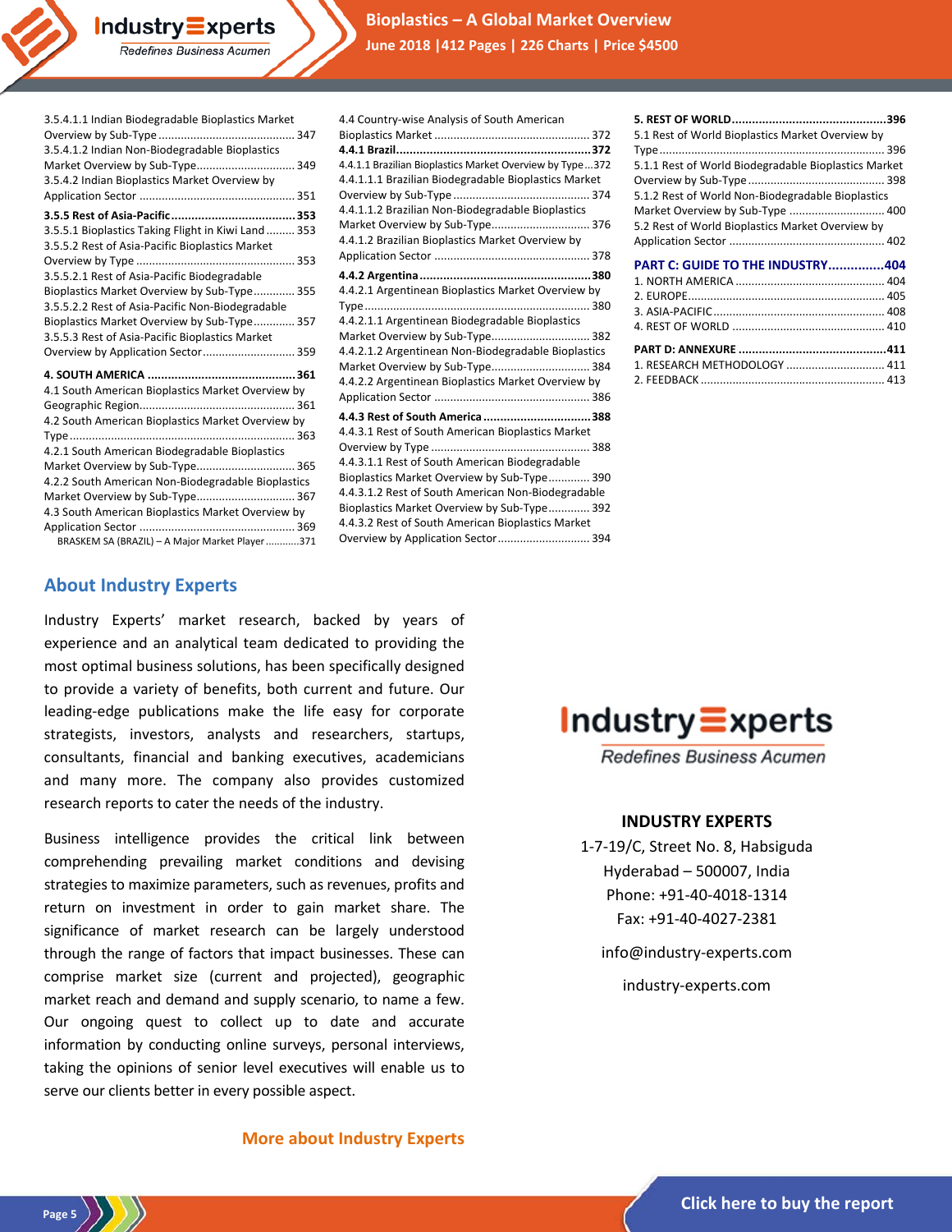3.5.4.1.1 Indian Biodegradable Bioplastics Market Overview by Sub-Type ........................................ 347
3.5.4.1.2 Indian Non-Biodegradable Bioplastics Market Overview by Sub-Type............................... 349
3.5.4.2 Indian Bioplastics Market Overview by Application Sector ................................................ 351

**3.5.5 Rest of Asia-Pacific..................................... 353**
3.5.5.1 Bioplastics Taking Flight in Kiwi Land ......... 353
3.5.5.2 Rest of Asia-Pacific Bioplastics Market Overview by Type ................................................. 353
3.5.5.2.1 Rest of Asia-Pacific Biodegradable Bioplastics Market Overview by Sub-Type............ 355
3.5.5.2.2 Rest of Asia-Pacific Non-Biodegradable Bioplastics Market Overview by Sub-Type............ 357
3.5.5.3 Rest of Asia-Pacific Bioplastics Market Overview by Application Sector............................ 359

**4. SOUTH AMERICA ............................................ 361**
4.1 South American Bioplastics Market Overview by Geographic Region................................................ 361
4.2 South American Bioplastics Market Overview by Type...................................................................... 363
4.2.1 South American Biodegradable Bioplastics Market Overview by Sub-Type............................... 365
4.2.2 South American Non-Biodegradable Bioplastics Market Overview by Sub-Type.............................. 367
4.3 South American Bioplastics Market Overview by Application Sector ................................................ 369
BRASKEM SA (BRAZIL) – A Major Market Player ...........371
4.4 Country-wise Analysis of South American Bioplastics Market ................................................ 372

**4.4.1 Brazil.......................................................... 372**
4.4.1.1 Brazilian Bioplastics Market Overview by Type...372
4.4.1.1.1 Brazilian Biodegradable Bioplastics Market Overview by Sub-Type.......................................... 374
4.4.1.1.2 Brazilian Non-Biodegradable Bioplastics Market Overview by Sub-Type............................... 376
4.4.1.2 Brazilian Bioplastics Market Overview by Application Sector ................................................ 378

**4.4.2 Argentina.................................................. 380**
4.4.2.1 Argentinean Bioplastics Market Overview by Type ..................................................................... 380
4.4.2.1.1 Argentinean Biodegradable Bioplastics Market Overview by Sub-Type............................... 382
4.4.2.1.2 Argentinean Non-Biodegradable Bioplastics Market Overview by Sub-Type.............................. 384
4.4.2.2 Argentinean Bioplastics Market Overview by Application Sector ................................................ 386

**4.4.3 Rest of South America ............................... 388**
4.4.3.1 Rest of South American Bioplastics Market Overview by Type ................................................ 388
4.4.3.1.1 Rest of South American Biodegradable Bioplastics Market Overview by Sub-Type............ 390
4.4.3.1.2 Rest of South American Non-Biodegradable Bioplastics Market Overview by Sub-Type............ 392
4.4.3.2 Rest of South American Bioplastics Market Overview by Application Sector............................ 394

**5. REST OF WORLD............................................. 396**
5.1 Rest of World Bioplastics Market Overview by Type...................................................................... 396
5.1.1 Rest of World Biodegradable Bioplastics Market Overview by Sub-Type .......................................... 398
5.1.2 Rest of World Non-Biodegradable Bioplastics Market Overview by Sub-Type ............................. 400
5.2 Rest of World Bioplastics Market Overview by Application Sector ................................................ 402

**PART C: GUIDE TO THE INDUSTRY.............. 404**
1. NORTH AMERICA ............................................... 404
2. EUROPE............................................................. 405
3. ASIA-PACIFIC...................................................... 408
4. REST OF WORLD ................................................ 410

**PART D: ANNEXURE ........................................... 411**
1. RESEARCH METHODOLOGY ............................... 411
2. FEEDBACK .......................................................... 413

## About Industry Experts

Industry Experts' market research, backed by years of experience and an analytical team dedicated to providing the most optimal business solutions, has been specifically designed to provide a variety of benefits, both current and future. Our leading-edge publications make the life easy for corporate strategists, investors, analysts and researchers, startups, consultants, financial and banking executives, academicians and many more. The company also provides customized research reports to cater the needs of the industry.

Business intelligence provides the critical link between comprehending prevailing market conditions and devising strategies to maximize parameters, such as revenues, profits and return on investment in order to gain market share. The significance of market research can be largely understood through the range of factors that impact businesses. These can comprise market size (current and projected), geographic market reach and demand and supply scenario, to name a few. Our ongoing quest to collect up to date and accurate information by conducting online surveys, personal interviews, taking the opinions of senior level executives will enable us to serve our clients better in every possible aspect.

More about Industry Experts

Industry Experts
Redefines Business Acumen

**INDUSTRY EXPERTS**
1-7-19/C, Street No. 8, Habsiguda
Hyderabad – 500007, India
Phone: +91-40-4018-1314
Fax: +91-40-4027-2381

info@industry-experts.com

industry-experts.com

Click here to buy the report